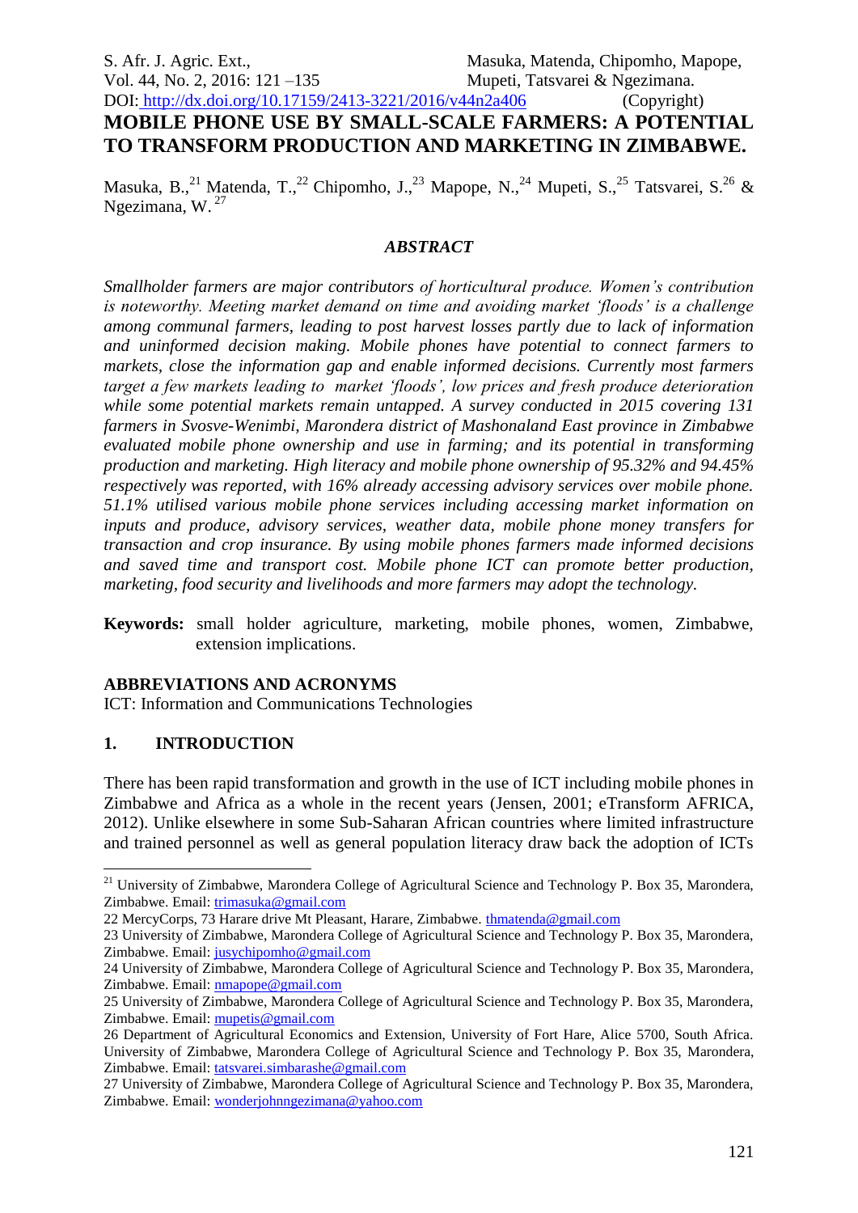# MOBILE PHONE USE BY SMALL-SCALE FARMERS: A POTENTIAL TO TRANSFORM PRODUCTION AND MARKETING IN ZIMBABWE.

DOI: http://dx.doi.org/10.17159/2413-3221/2016/v44n2a406 (Copyright)

Masuka, B.,[21] Matenda, T.,[22] Chipomho, J.,[23] Mapope, N.,[24] Mupeti, S.,[25] Tatsvarei, S.[26] & Ngezimana, W.[27]

## *ABSTRACT*

*Smallholder farmers are major contributors of horticultural produce. Women's contribution is noteworthy. Meeting market demand on time and avoiding market 'floods' is a challenge among communal farmers, leading to post harvest losses partly due to lack of information and uninformed decision making. Mobile phones have potential to connect farmers to markets, close the information gap and enable informed decisions. Currently most farmers target a few markets leading to market 'floods', low prices and fresh produce deterioration while some potential markets remain untapped. A survey conducted in 2015 covering 131 farmers in Svosve-Wenimbi, Marondera district of Mashonaland East province in Zimbabwe evaluated mobile phone ownership and use in farming; and its potential in transforming production and marketing. High literacy and mobile phone ownership of 95.32% and 94.45% respectively was reported, with 16% already accessing advisory services over mobile phone. 51.1% utilised various mobile phone services including accessing market information on inputs and produce, advisory services, weather data, mobile phone money transfers for transaction and crop insurance. By using mobile phones farmers made informed decisions and saved time and transport cost. Mobile phone ICT can promote better production, marketing, food security and livelihoods and more farmers may adopt the technology.*

**Keywords:** small holder agriculture, marketing, mobile phones, women, Zimbabwe, extension implications.

**ABBREVIATIONS AND ACRONYMS**

ICT: Information and Communications Technologies

## 1. INTRODUCTION

There has been rapid transformation and growth in the use of ICT including mobile phones in Zimbabwe and Africa as a whole in the recent years (Jensen, 2001; eTransform AFRICA, 2012). Unlike elsewhere in some Sub-Saharan African countries where limited infrastructure and trained personnel as well as general population literacy draw back the adoption of ICTs

---

[21] University of Zimbabwe, Marondera College of Agricultural Science and Technology P. Box 35, Marondera, Zimbabwe. Email: trimasuka@gmail.com

[22] MercyCorps, 73 Harare drive Mt Pleasant, Harare, Zimbabwe. thmatenda@gmail.com

[23] University of Zimbabwe, Marondera College of Agricultural Science and Technology P. Box 35, Marondera, Zimbabwe. Email: jusychipomho@gmail.com

[24] University of Zimbabwe, Marondera College of Agricultural Science and Technology P. Box 35, Marondera, Zimbabwe. Email: nmapope@gmail.com

[25] University of Zimbabwe, Marondera College of Agricultural Science and Technology P. Box 35, Marondera, Zimbabwe. Email: mupetis@gmail.com

[26] Department of Agricultural Economics and Extension, University of Fort Hare, Alice 5700, South Africa. University of Zimbabwe, Marondera College of Agricultural Science and Technology P. Box 35, Marondera, Zimbabwe. Email: tatsvarei.simbarashe@gmail.com

[27] University of Zimbabwe, Marondera College of Agricultural Science and Technology P. Box 35, Marondera, Zimbabwe. Email: wonderjohnngezimana@yahoo.com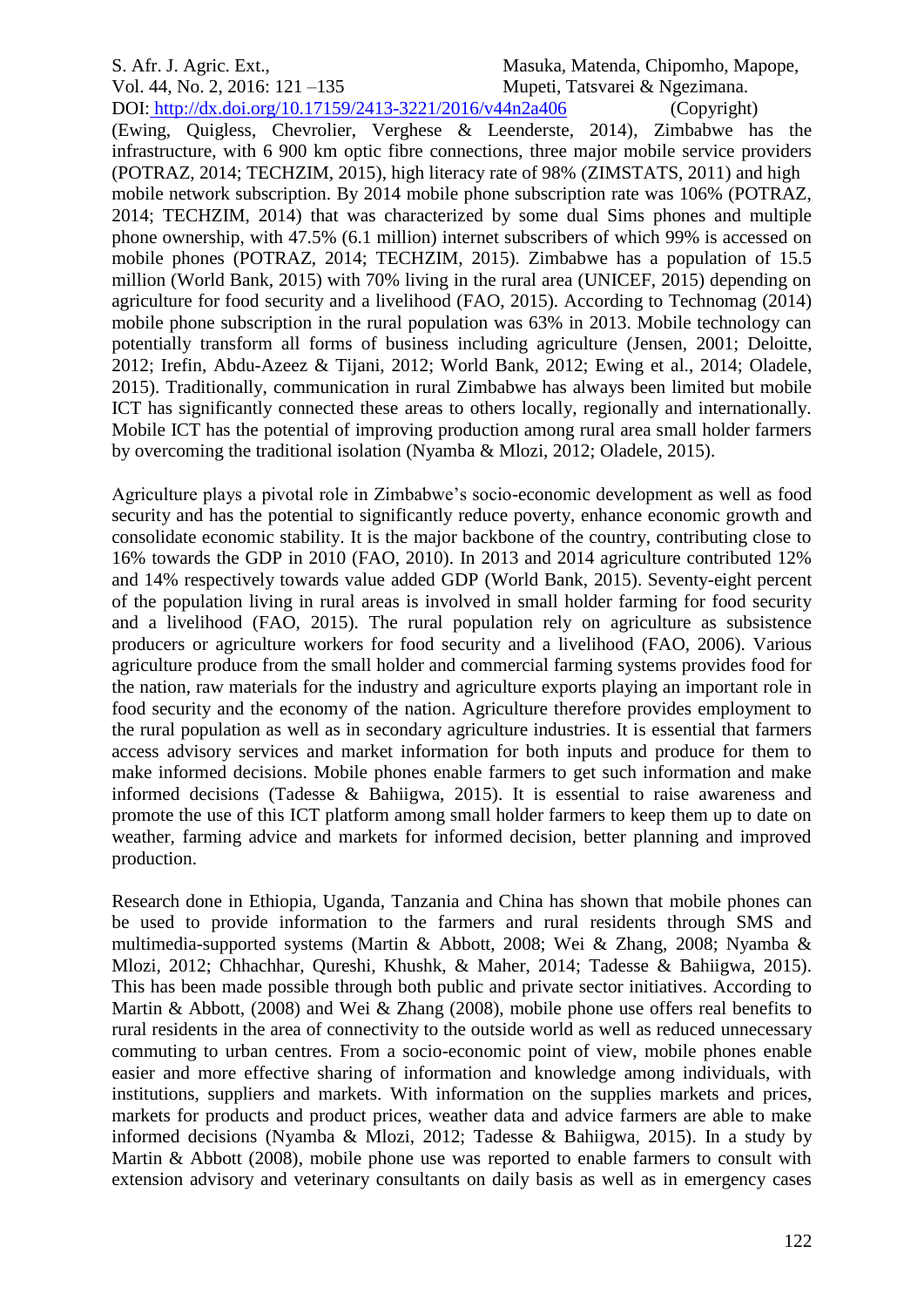(Ewing, Quigless, Chevrolier, Verghese & Leenderste, 2014), Zimbabwe has the infrastructure, with 6 900 km optic fibre connections, three major mobile service providers (POTRAZ, 2014; TECHZIM, 2015), high literacy rate of 98% (ZIMSTATS, 2011) and high mobile network subscription. By 2014 mobile phone subscription rate was 106% (POTRAZ, 2014; TECHZIM, 2014) that was characterized by some dual Sims phones and multiple phone ownership, with 47.5% (6.1 million) internet subscribers of which 99% is accessed on mobile phones (POTRAZ, 2014; TECHZIM, 2015). Zimbabwe has a population of 15.5 million (World Bank, 2015) with 70% living in the rural area (UNICEF, 2015) depending on agriculture for food security and a livelihood (FAO, 2015). According to Technomag (2014) mobile phone subscription in the rural population was 63% in 2013. Mobile technology can potentially transform all forms of business including agriculture (Jensen, 2001; Deloitte, 2012; Irefin, Abdu-Azeez & Tijani, 2012; World Bank, 2012; Ewing et al., 2014; Oladele, 2015). Traditionally, communication in rural Zimbabwe has always been limited but mobile ICT has significantly connected these areas to others locally, regionally and internationally. Mobile ICT has the potential of improving production among rural area small holder farmers by overcoming the traditional isolation (Nyamba & Mlozi, 2012; Oladele, 2015).

Agriculture plays a pivotal role in Zimbabwe's socio-economic development as well as food security and has the potential to significantly reduce poverty, enhance economic growth and consolidate economic stability. It is the major backbone of the country, contributing close to 16% towards the GDP in 2010 (FAO, 2010). In 2013 and 2014 agriculture contributed 12% and 14% respectively towards value added GDP (World Bank, 2015). Seventy-eight percent of the population living in rural areas is involved in small holder farming for food security and a livelihood (FAO, 2015). The rural population rely on agriculture as subsistence producers or agriculture workers for food security and a livelihood (FAO, 2006). Various agriculture produce from the small holder and commercial farming systems provides food for the nation, raw materials for the industry and agriculture exports playing an important role in food security and the economy of the nation. Agriculture therefore provides employment to the rural population as well as in secondary agriculture industries. It is essential that farmers access advisory services and market information for both inputs and produce for them to make informed decisions. Mobile phones enable farmers to get such information and make informed decisions (Tadesse & Bahiigwa, 2015). It is essential to raise awareness and promote the use of this ICT platform among small holder farmers to keep them up to date on weather, farming advice and markets for informed decision, better planning and improved production.

Research done in Ethiopia, Uganda, Tanzania and China has shown that mobile phones can be used to provide information to the farmers and rural residents through SMS and multimedia-supported systems (Martin & Abbott, 2008; Wei & Zhang, 2008; Nyamba & Mlozi, 2012; Chhachhar, Qureshi, Khushk, & Maher, 2014; Tadesse & Bahiigwa, 2015). This has been made possible through both public and private sector initiatives. According to Martin & Abbott, (2008) and Wei & Zhang (2008), mobile phone use offers real benefits to rural residents in the area of connectivity to the outside world as well as reduced unnecessary commuting to urban centres. From a socio-economic point of view, mobile phones enable easier and more effective sharing of information and knowledge among individuals, with institutions, suppliers and markets. With information on the supplies markets and prices, markets for products and product prices, weather data and advice farmers are able to make informed decisions (Nyamba & Mlozi, 2012; Tadesse & Bahiigwa, 2015). In a study by Martin & Abbott (2008), mobile phone use was reported to enable farmers to consult with extension advisory and veterinary consultants on daily basis as well as in emergency cases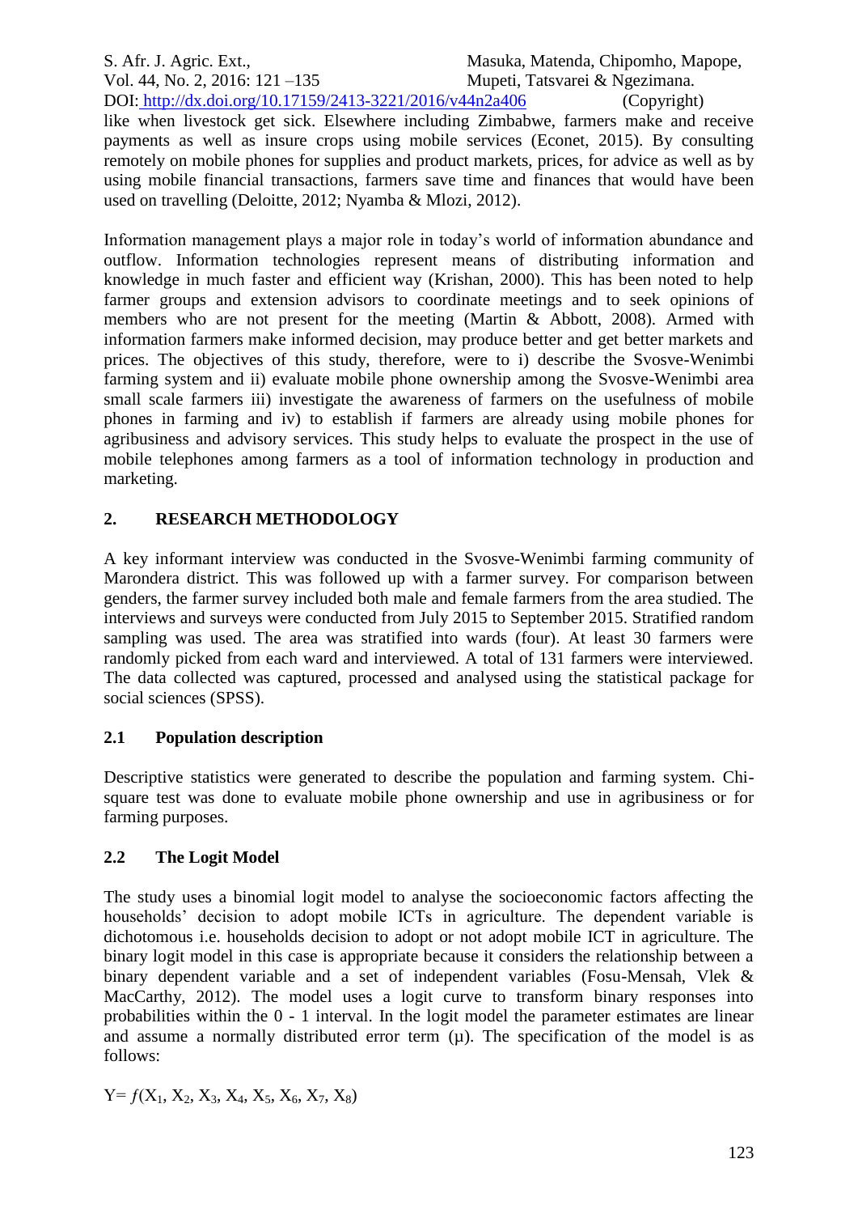like when livestock get sick. Elsewhere including Zimbabwe, farmers make and receive payments as well as insure crops using mobile services (Econet, 2015). By consulting remotely on mobile phones for supplies and product markets, prices, for advice as well as by using mobile financial transactions, farmers save time and finances that would have been used on travelling (Deloitte, 2012; Nyamba & Mlozi, 2012).

Information management plays a major role in today's world of information abundance and outflow. Information technologies represent means of distributing information and knowledge in much faster and efficient way (Krishan, 2000). This has been noted to help farmer groups and extension advisors to coordinate meetings and to seek opinions of members who are not present for the meeting (Martin & Abbott, 2008). Armed with information farmers make informed decision, may produce better and get better markets and prices. The objectives of this study, therefore, were to i) describe the Svosve-Wenimbi farming system and ii) evaluate mobile phone ownership among the Svosve-Wenimbi area small scale farmers iii) investigate the awareness of farmers on the usefulness of mobile phones in farming and iv) to establish if farmers are already using mobile phones for agribusiness and advisory services. This study helps to evaluate the prospect in the use of mobile telephones among farmers as a tool of information technology in production and marketing.

## 2. RESEARCH METHODOLOGY

A key informant interview was conducted in the Svosve-Wenimbi farming community of Marondera district. This was followed up with a farmer survey. For comparison between genders, the farmer survey included both male and female farmers from the area studied. The interviews and surveys were conducted from July 2015 to September 2015. Stratified random sampling was used. The area was stratified into wards (four). At least 30 farmers were randomly picked from each ward and interviewed. A total of 131 farmers were interviewed. The data collected was captured, processed and analysed using the statistical package for social sciences (SPSS).

### 2.1 Population description

Descriptive statistics were generated to describe the population and farming system. Chi-square test was done to evaluate mobile phone ownership and use in agribusiness or for farming purposes.

### 2.2 The Logit Model

The study uses a binomial logit model to analyse the socioeconomic factors affecting the households' decision to adopt mobile ICTs in agriculture. The dependent variable is dichotomous i.e. households decision to adopt or not adopt mobile ICT in agriculture. The binary logit model in this case is appropriate because it considers the relationship between a binary dependent variable and a set of independent variables (Fosu-Mensah, Vlek & MacCarthy, 2012). The model uses a logit curve to transform binary responses into probabilities within the 0 - 1 interval. In the logit model the parameter estimates are linear and assume a normally distributed error term (μ). The specification of the model is as follows:

$$Y = f(X_1, X_2, X_3, X_4, X_5, X_6, X_7, X_8)$$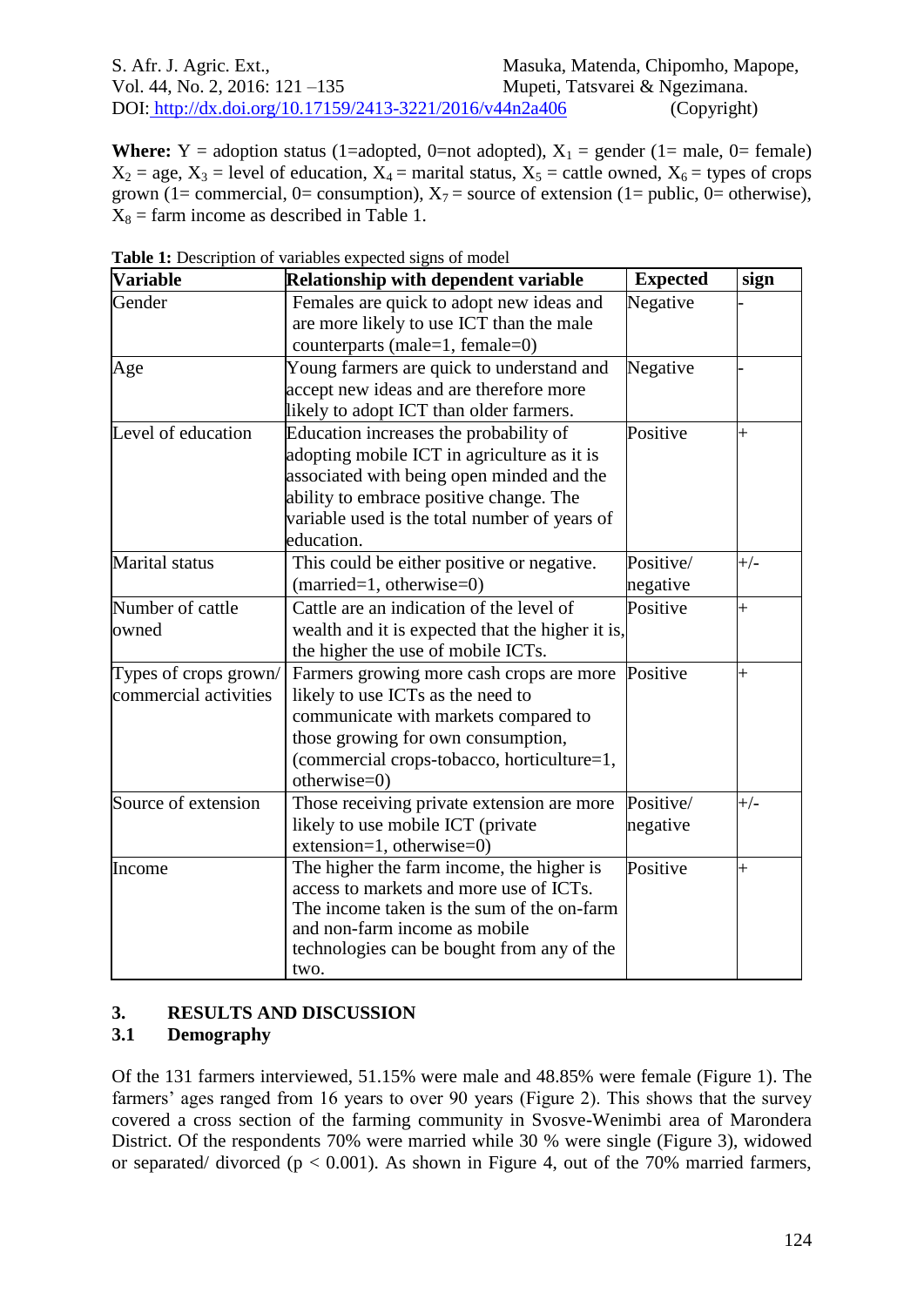**Where:** Y = adoption status (1=adopted, 0=not adopted), $X_1$ = gender (1= male, 0= female) $X_2$ = age, $X_3$ = level of education, $X_4$ = marital status, $X_5$ = cattle owned, $X_6$ = types of crops grown (1= commercial, 0= consumption), $X_7$ = source of extension (1= public, 0= otherwise), $X_8$ = farm income as described in Table 1.

**Table 1:** Description of variables expected signs of model

| Variable | Relationship with dependent variable | Expected | sign |
|---|---|---|---|
| Gender | Females are quick to adopt new ideas and are more likely to use ICT than the male counterparts (male=1, female=0) | Negative | - |
| Age | Young farmers are quick to understand and accept new ideas and are therefore more likely to adopt ICT than older farmers. | Negative | - |
| Level of education | Education increases the probability of adopting mobile ICT in agriculture as it is associated with being open minded and the ability to embrace positive change. The variable used is the total number of years of education. | Positive | + |
| Marital status | This could be either positive or negative. (married=1, otherwise=0) | Positive/ negative | +/- |
| Number of cattle owned | Cattle are an indication of the level of wealth and it is expected that the higher it is, the higher the use of mobile ICTs. | Positive | + |
| Types of crops grown/ commercial activities | Farmers growing more cash crops are more likely to use ICTs as the need to communicate with markets compared to those growing for own consumption, (commercial crops-tobacco, horticulture=1, otherwise=0) | Positive | + |
| Source of extension | Those receiving private extension are more likely to use mobile ICT (private extension=1, otherwise=0) | Positive/ negative | +/- |
| Income | The higher the farm income, the higher is access to markets and more use of ICTs. The income taken is the sum of the on-farm and non-farm income as mobile technologies can be bought from any of the two. | Positive | + |

## 3. RESULTS AND DISCUSSION

### 3.1 Demography

Of the 131 farmers interviewed, 51.15% were male and 48.85% were female (Figure 1). The farmers' ages ranged from 16 years to over 90 years (Figure 2). This shows that the survey covered a cross section of the farming community in Svosve-Wenimbi area of Marondera District. Of the respondents 70% were married while 30 % were single (Figure 3), widowed or separated/ divorced ($p < 0.001$). As shown in Figure 4, out of the 70% married farmers,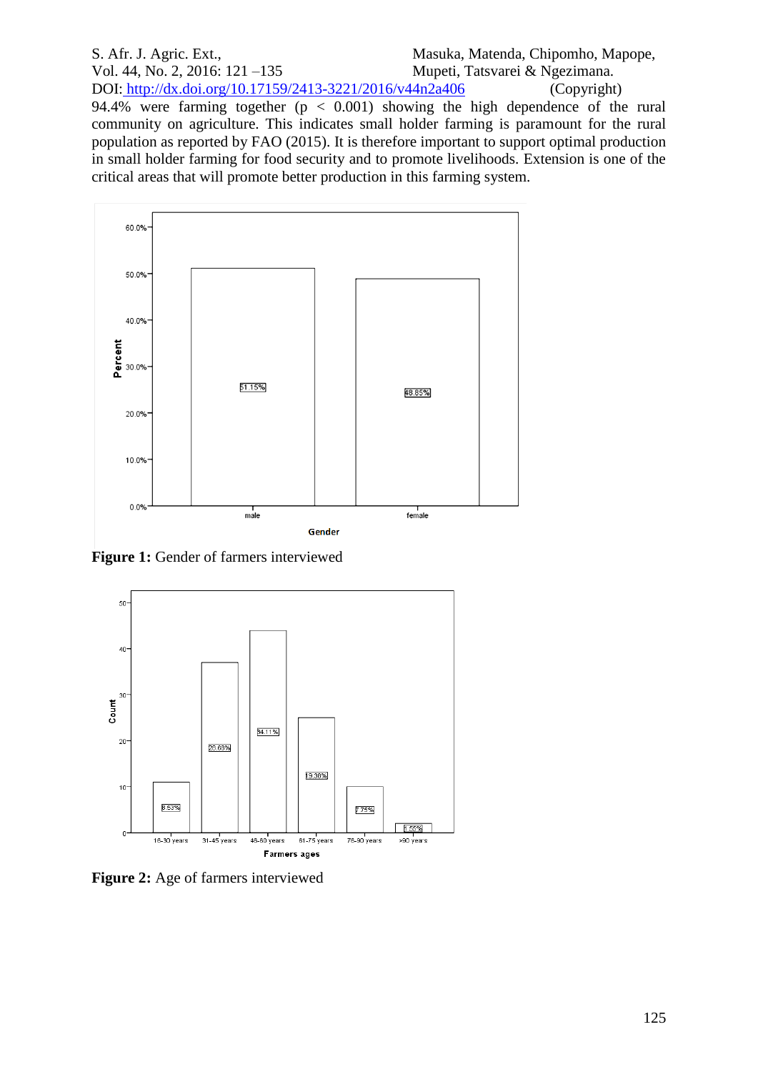94.4% were farming together ($p < 0.001$) showing the high dependence of the rural community on agriculture. This indicates small holder farming is paramount for the rural population as reported by FAO (2015). It is therefore important to support optimal production in small holder farming for food security and to promote livelihoods. Extension is one of the critical areas that will promote better production in this farming system.

**Figure 1:** Gender of farmers interviewed

**Figure 2:** Age of farmers interviewed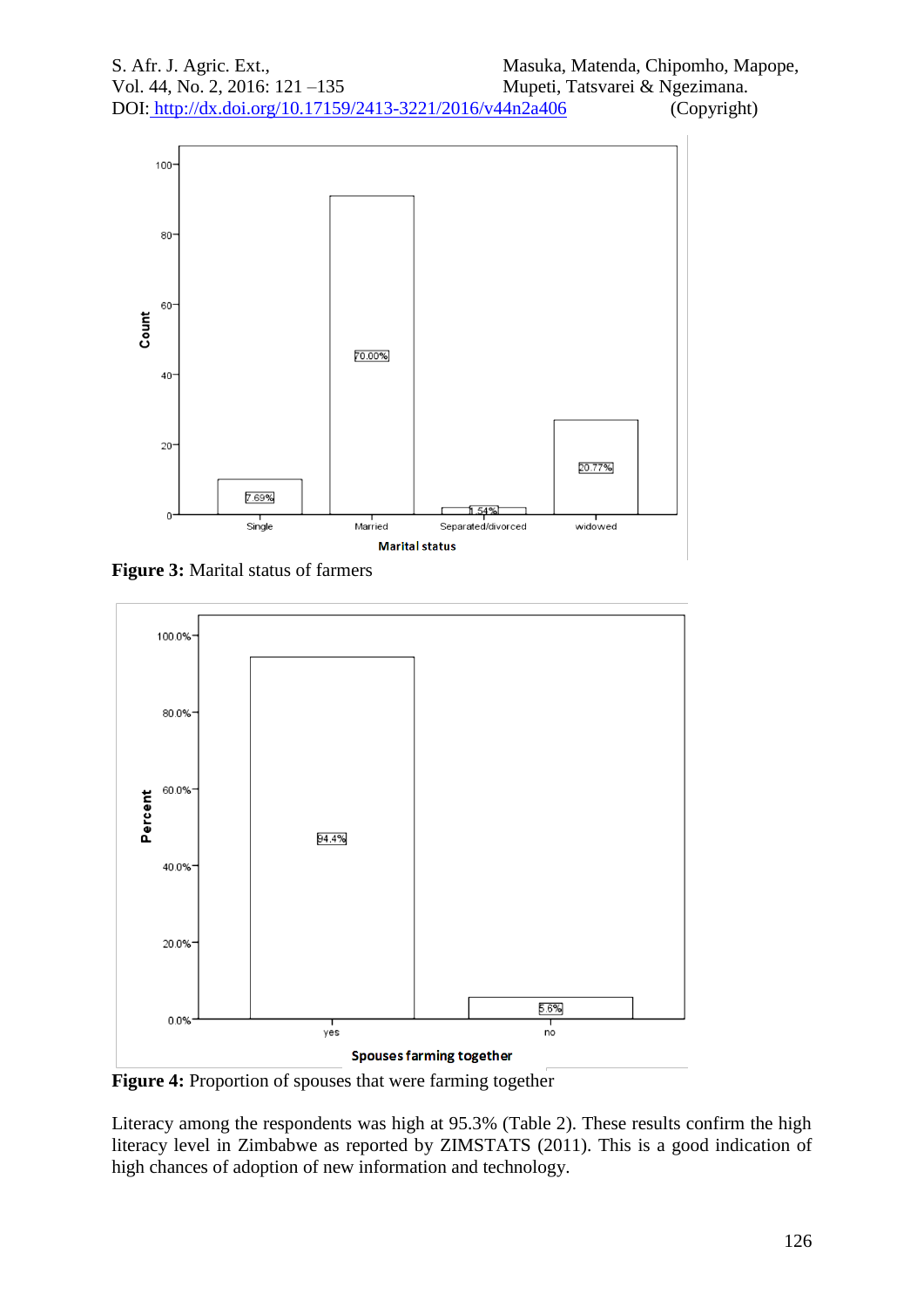**Figure 3:** Marital status of farmers

**Figure 4:** Proportion of spouses that were farming together

Literacy among the respondents was high at 95.3% (Table 2). These results confirm the high literacy level in Zimbabwe as reported by ZIMSTATS (2011). This is a good indication of high chances of adoption of new information and technology.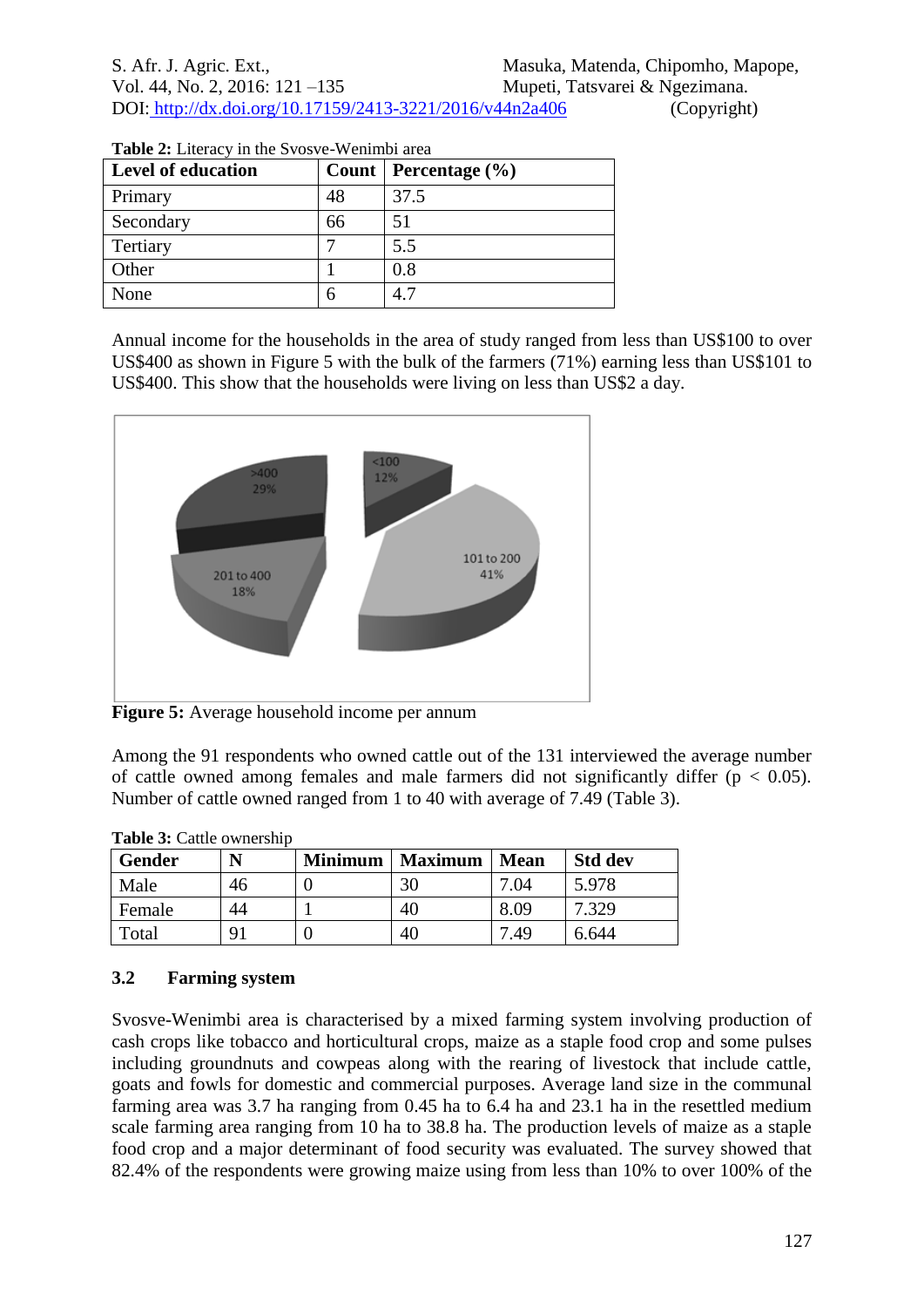**Table 2:** Literacy in the Svosve-Wenimbi area

| Level of education | Count | Percentage (%) |
|---|---|---|
| Primary | 48 | 37.5 |
| Secondary | 66 | 51 |
| Tertiary | 7 | 5.5 |
| Other | 1 | 0.8 |
| None | 6 | 4.7 |

Annual income for the households in the area of study ranged from less than US$100 to over US$400 as shown in Figure 5 with the bulk of the farmers (71%) earning less than US$101 to US$400. This show that the households were living on less than US$2 a day.

**Figure 5:** Average household income per annum

Among the 91 respondents who owned cattle out of the 131 interviewed the average number of cattle owned among females and male farmers did not significantly differ ($p < 0.05$). Number of cattle owned ranged from 1 to 40 with average of 7.49 (Table 3).

**Table 3:** Cattle ownership

| Gender | N | Minimum | Maximum | Mean | Std dev |
|---|---|---|---|---|---|
| Male | 46 | 0 | 30 | 7.04 | 5.978 |
| Female | 44 | 1 | 40 | 8.09 | 7.329 |
| Total | 91 | 0 | 40 | 7.49 | 6.644 |

### 3.2 Farming system

Svosve-Wenimbi area is characterised by a mixed farming system involving production of cash crops like tobacco and horticultural crops, maize as a staple food crop and some pulses including groundnuts and cowpeas along with the rearing of livestock that include cattle, goats and fowls for domestic and commercial purposes. Average land size in the communal farming area was 3.7 ha ranging from 0.45 ha to 6.4 ha and 23.1 ha in the resettled medium scale farming area ranging from 10 ha to 38.8 ha. The production levels of maize as a staple food crop and a major determinant of food security was evaluated. The survey showed that 82.4% of the respondents were growing maize using from less than 10% to over 100% of the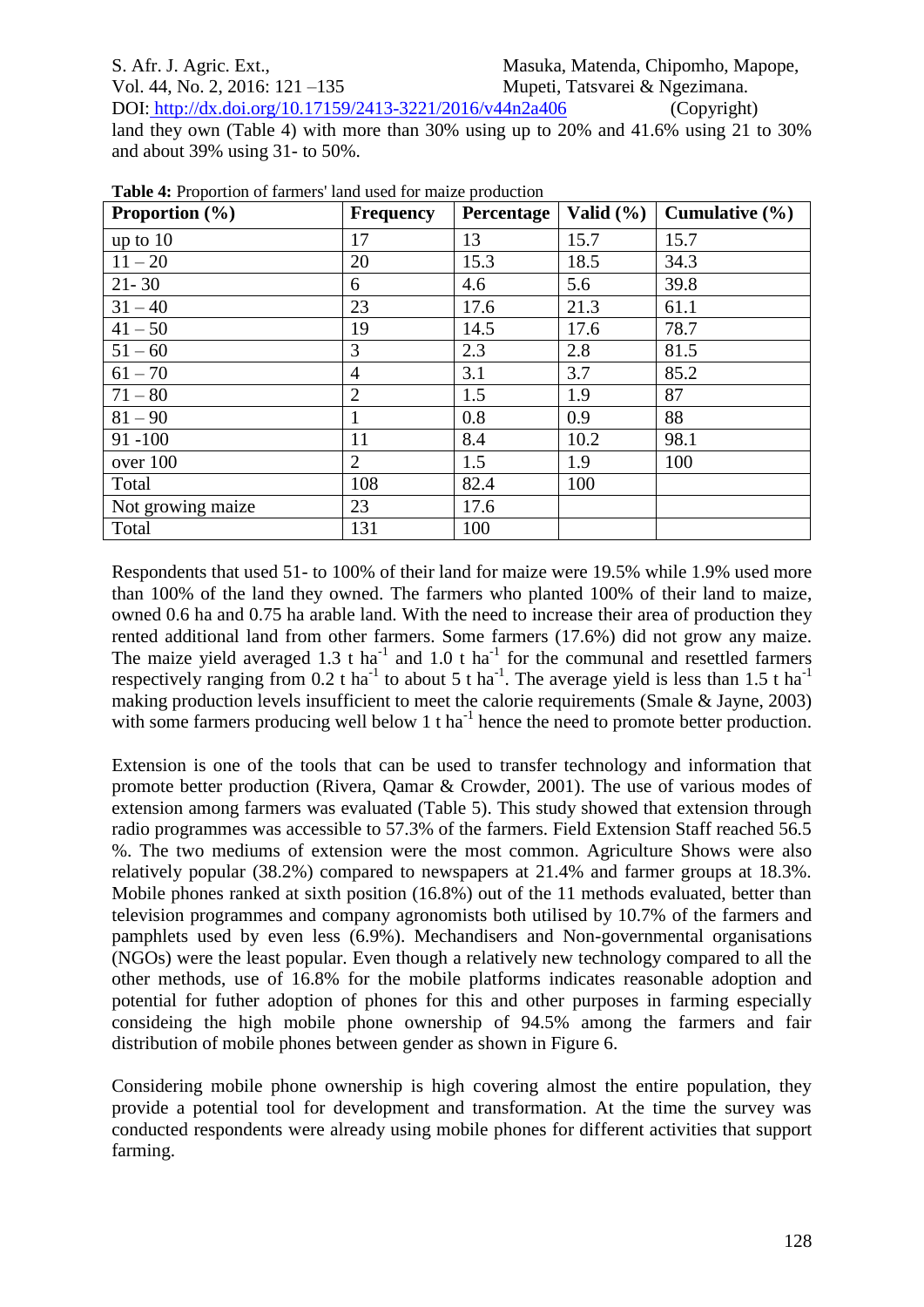land they own (Table 4) with more than 30% using up to 20% and 41.6% using 21 to 30% and about 39% using 31- to 50%.

**Table 4:** Proportion of farmers' land used for maize production

| Proportion (%) | Frequency | Percentage | Valid (%) | Cumulative (%) |
|---|---|---|---|---|
| up to 10 | 17 | 13 | 15.7 | 15.7 |
| 11 – 20 | 20 | 15.3 | 18.5 | 34.3 |
| 21- 30 | 6 | 4.6 | 5.6 | 39.8 |
| 31 – 40 | 23 | 17.6 | 21.3 | 61.1 |
| 41 – 50 | 19 | 14.5 | 17.6 | 78.7 |
| 51 – 60 | 3 | 2.3 | 2.8 | 81.5 |
| 61 – 70 | 4 | 3.1 | 3.7 | 85.2 |
| 71 – 80 | 2 | 1.5 | 1.9 | 87 |
| 81 – 90 | 1 | 0.8 | 0.9 | 88 |
| 91 -100 | 11 | 8.4 | 10.2 | 98.1 |
| over 100 | 2 | 1.5 | 1.9 | 100 |
| Total | 108 | 82.4 | 100 | |
| Not growing maize | 23 | 17.6 | | |
| Total | 131 | 100 | | |

Respondents that used 51- to 100% of their land for maize were 19.5% while 1.9% used more than 100% of the land they owned. The farmers who planted 100% of their land to maize, owned 0.6 ha and 0.75 ha arable land. With the need to increase their area of production they rented additional land from other farmers. Some farmers (17.6%) did not grow any maize. The maize yield averaged 1.3 t $ha^{-1}$ and 1.0 t $ha^{-1}$ for the communal and resettled farmers respectively ranging from 0.2 t $ha^{-1}$ to about 5 t $ha^{-1}$. The average yield is less than 1.5 t $ha^{-1}$ making production levels insufficient to meet the calorie requirements (Smale & Jayne, 2003) with some farmers producing well below 1 t $ha^{-1}$ hence the need to promote better production.

Extension is one of the tools that can be used to transfer technology and information that promote better production (Rivera, Qamar & Crowder, 2001). The use of various modes of extension among farmers was evaluated (Table 5). This study showed that extension through radio programmes was accessible to 57.3% of the farmers. Field Extension Staff reached 56.5 %. The two mediums of extension were the most common. Agriculture Shows were also relatively popular (38.2%) compared to newspapers at 21.4% and farmer groups at 18.3%. Mobile phones ranked at sixth position (16.8%) out of the 11 methods evaluated, better than television programmes and company agronomists both utilised by 10.7% of the farmers and pamphlets used by even less (6.9%). Mechandisers and Non-governmental organisations (NGOs) were the least popular. Even though a relatively new technology compared to all the other methods, use of 16.8% for the mobile platforms indicates reasonable adoption and potential for futher adoption of phones for this and other purposes in farming especially consideing the high mobile phone ownership of 94.5% among the farmers and fair distribution of mobile phones between gender as shown in Figure 6.

Considering mobile phone ownership is high covering almost the entire population, they provide a potential tool for development and transformation. At the time the survey was conducted respondents were already using mobile phones for different activities that support farming.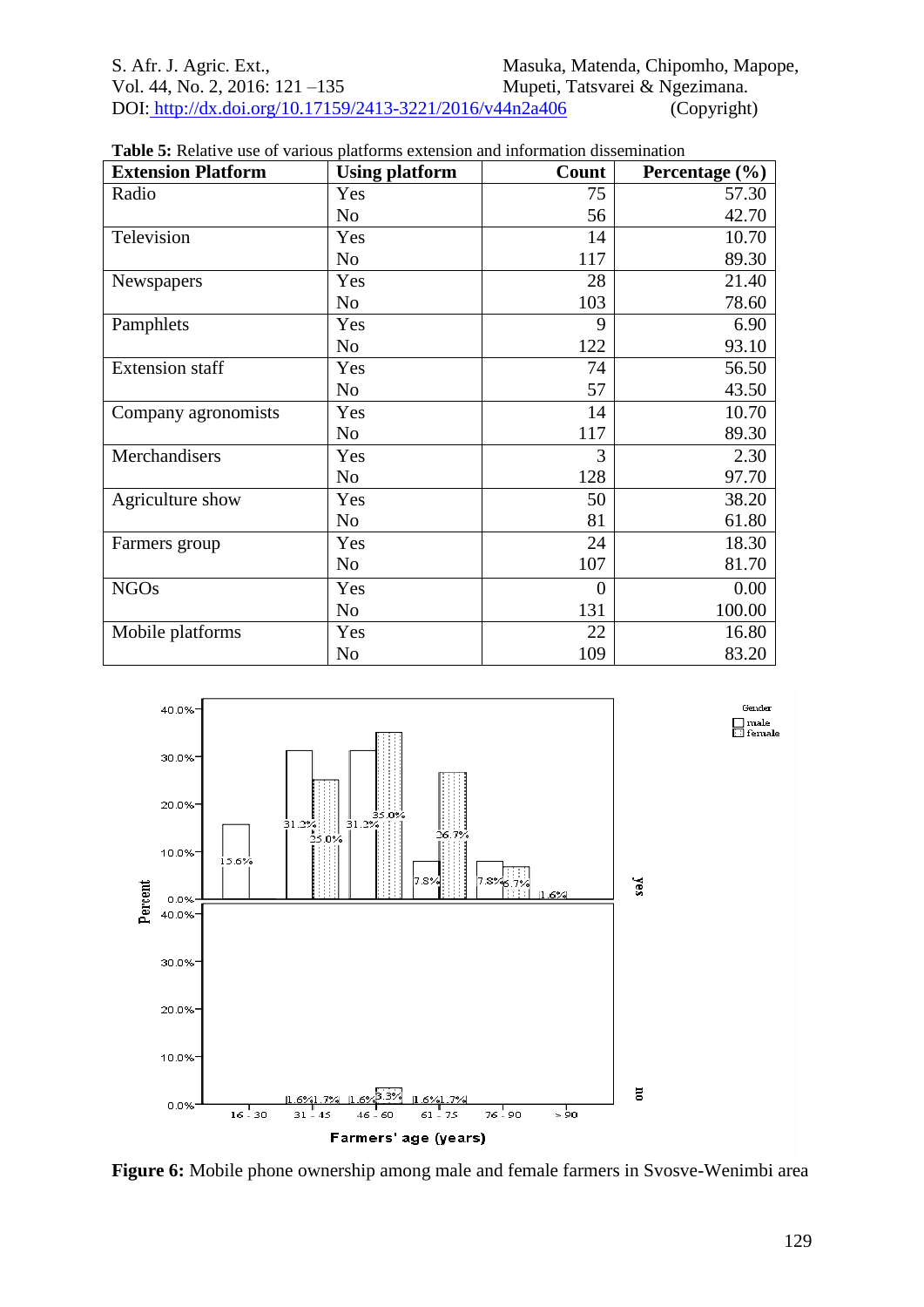**Table 5:** Relative use of various platforms extension and information dissemination

| Extension Platform | Using platform | Count | Percentage (%) |
|---|---|---|---|
| Radio | Yes | 75 | 57.30 |
| | No | 56 | 42.70 |
| Television | Yes | 14 | 10.70 |
| | No | 117 | 89.30 |
| Newspapers | Yes | 28 | 21.40 |
| | No | 103 | 78.60 |
| Pamphlets | Yes | 9 | 6.90 |
| | No | 122 | 93.10 |
| Extension staff | Yes | 74 | 56.50 |
| | No | 57 | 43.50 |
| Company agronomists | Yes | 14 | 10.70 |
| | No | 117 | 89.30 |
| Merchandisers | Yes | 3 | 2.30 |
| | No | 128 | 97.70 |
| Agriculture show | Yes | 50 | 38.20 |
| | No | 81 | 61.80 |
| Farmers group | Yes | 24 | 18.30 |
| | No | 107 | 81.70 |
| NGOs | Yes | 0 | 0.00 |
| | No | 131 | 100.00 |
| Mobile platforms | Yes | 22 | 16.80 |
| | No | 109 | 83.20 |

**Figure 6:** Mobile phone ownership among male and female farmers in Svosve-Wenimbi area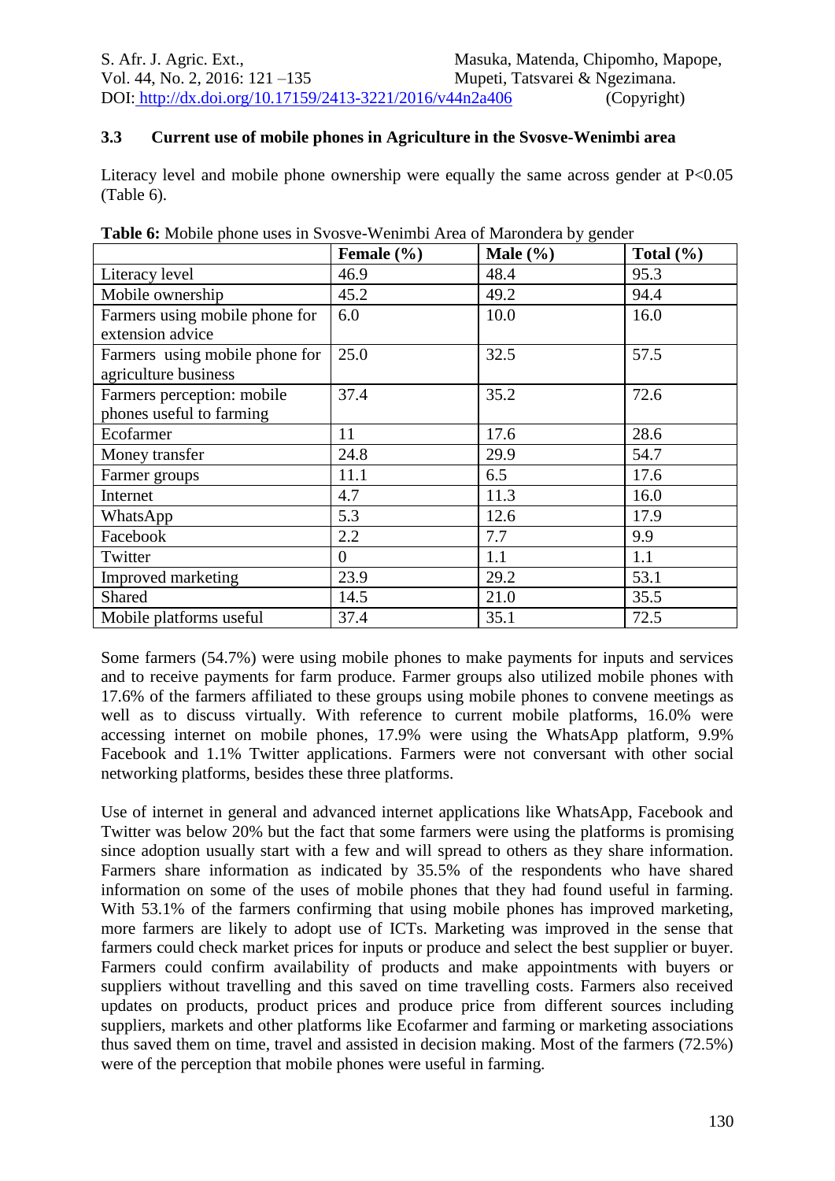### 3.3 Current use of mobile phones in Agriculture in the Svosve-Wenimbi area

Literacy level and mobile phone ownership were equally the same across gender at $P<0.05$ (Table 6).

**Table 6:** Mobile phone uses in Svosve-Wenimbi Area of Marondera by gender

| | **Female (%)** | **Male (%)** | **Total (%)** |
|---|---|---|---|
| Literacy level | 46.9 | 48.4 | 95.3 |
| Mobile ownership | 45.2 | 49.2 | 94.4 |
| Farmers using mobile phone for extension advice | 6.0 | 10.0 | 16.0 |
| Farmers using mobile phone for agriculture business | 25.0 | 32.5 | 57.5 |
| Farmers perception: mobile phones useful to farming | 37.4 | 35.2 | 72.6 |
| Ecofarmer | 11 | 17.6 | 28.6 |
| Money transfer | 24.8 | 29.9 | 54.7 |
| Farmer groups | 11.1 | 6.5 | 17.6 |
| Internet | 4.7 | 11.3 | 16.0 |
| WhatsApp | 5.3 | 12.6 | 17.9 |
| Facebook | 2.2 | 7.7 | 9.9 |
| Twitter | 0 | 1.1 | 1.1 |
| Improved marketing | 23.9 | 29.2 | 53.1 |
| Shared | 14.5 | 21.0 | 35.5 |
| Mobile platforms useful | 37.4 | 35.1 | 72.5 |

Some farmers (54.7%) were using mobile phones to make payments for inputs and services and to receive payments for farm produce. Farmer groups also utilized mobile phones with 17.6% of the farmers affiliated to these groups using mobile phones to convene meetings as well as to discuss virtually. With reference to current mobile platforms, 16.0% were accessing internet on mobile phones, 17.9% were using the WhatsApp platform, 9.9% Facebook and 1.1% Twitter applications. Farmers were not conversant with other social networking platforms, besides these three platforms.

Use of internet in general and advanced internet applications like WhatsApp, Facebook and Twitter was below 20% but the fact that some farmers were using the platforms is promising since adoption usually start with a few and will spread to others as they share information. Farmers share information as indicated by 35.5% of the respondents who have shared information on some of the uses of mobile phones that they had found useful in farming. With 53.1% of the farmers confirming that using mobile phones has improved marketing, more farmers are likely to adopt use of ICTs. Marketing was improved in the sense that farmers could check market prices for inputs or produce and select the best supplier or buyer. Farmers could confirm availability of products and make appointments with buyers or suppliers without travelling and this saved on time travelling costs. Farmers also received updates on products, product prices and produce price from different sources including suppliers, markets and other platforms like Ecofarmer and farming or marketing associations thus saved them on time, travel and assisted in decision making. Most of the farmers (72.5%) were of the perception that mobile phones were useful in farming.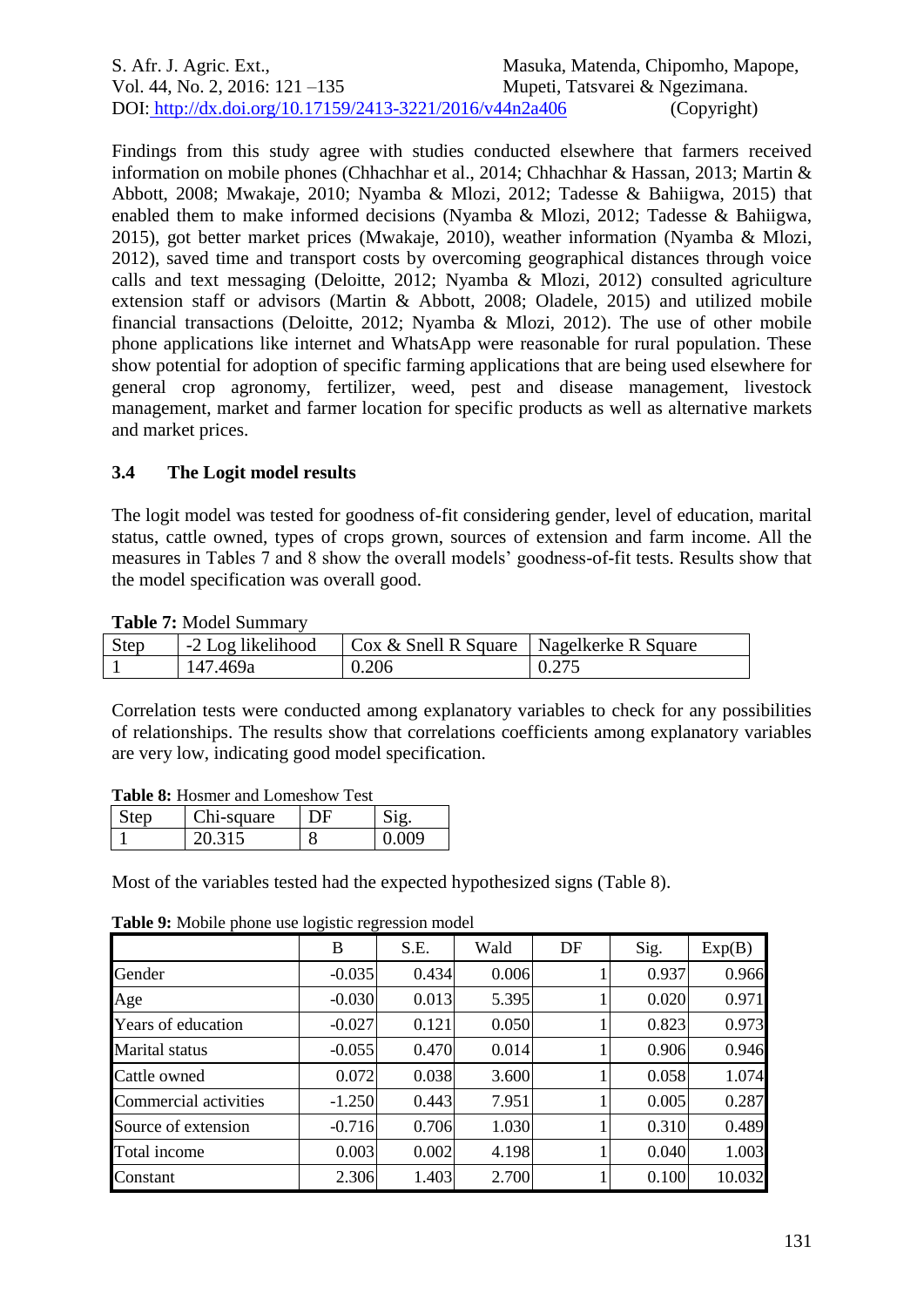Findings from this study agree with studies conducted elsewhere that farmers received information on mobile phones (Chhachhar et al., 2014; Chhachhar & Hassan, 2013; Martin & Abbott, 2008; Mwakaje, 2010; Nyamba & Mlozi, 2012; Tadesse & Bahiigwa, 2015) that enabled them to make informed decisions (Nyamba & Mlozi, 2012; Tadesse & Bahiigwa, 2015), got better market prices (Mwakaje, 2010), weather information (Nyamba & Mlozi, 2012), saved time and transport costs by overcoming geographical distances through voice calls and text messaging (Deloitte, 2012; Nyamba & Mlozi, 2012) consulted agriculture extension staff or advisors (Martin & Abbott, 2008; Oladele, 2015) and utilized mobile financial transactions (Deloitte, 2012; Nyamba & Mlozi, 2012). The use of other mobile phone applications like internet and WhatsApp were reasonable for rural population. These show potential for adoption of specific farming applications that are being used elsewhere for general crop agronomy, fertilizer, weed, pest and disease management, livestock management, market and farmer location for specific products as well as alternative markets and market prices.

### 3.4 The Logit model results

The logit model was tested for goodness of-fit considering gender, level of education, marital status, cattle owned, types of crops grown, sources of extension and farm income. All the measures in Tables 7 and 8 show the overall models' goodness-of-fit tests. Results show that the model specification was overall good.

**Table 7:** Model Summary

| Step | -2 Log likelihood | Cox & Snell R Square | Nagelkerke R Square |
|---|---|---|---|
| 1 | 147.469a | 0.206 | 0.275 |

Correlation tests were conducted among explanatory variables to check for any possibilities of relationships. The results show that correlations coefficients among explanatory variables are very low, indicating good model specification.

**Table 8:** Hosmer and Lomeshow Test

| Step | Chi-square | DF | Sig. |
|---|---|---|---|
| 1 | 20.315 | 8 | 0.009 |

Most of the variables tested had the expected hypothesized signs (Table 8).

**Table 9:** Mobile phone use logistic regression model

| | B | S.E. | Wald | DF | Sig. | Exp(B) |
|---|---|---|---|---|---|---|
| Gender | -0.035 | 0.434 | 0.006 | 1 | 0.937 | 0.966 |
| Age | -0.030 | 0.013 | 5.395 | 1 | 0.020 | 0.971 |
| Years of education | -0.027 | 0.121 | 0.050 | 1 | 0.823 | 0.973 |
| Marital status | -0.055 | 0.470 | 0.014 | 1 | 0.906 | 0.946 |
| Cattle owned | 0.072 | 0.038 | 3.600 | 1 | 0.058 | 1.074 |
| Commercial activities | -1.250 | 0.443 | 7.951 | 1 | 0.005 | 0.287 |
| Source of extension | -0.716 | 0.706 | 1.030 | 1 | 0.310 | 0.489 |
| Total income | 0.003 | 0.002 | 4.198 | 1 | 0.040 | 1.003 |
| Constant | 2.306 | 1.403 | 2.700 | 1 | 0.100 | 10.032 |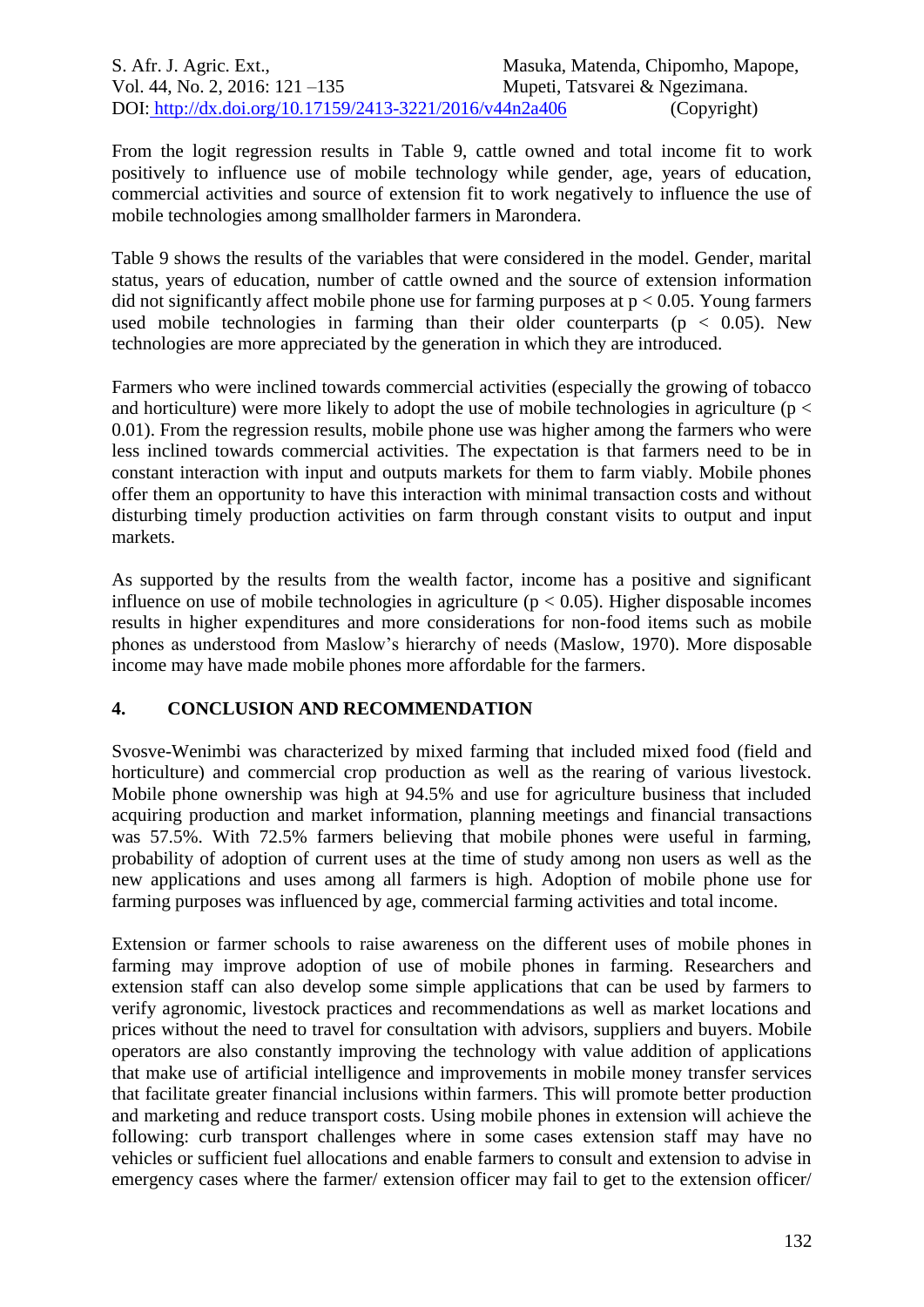From the logit regression results in Table 9, cattle owned and total income fit to work positively to influence use of mobile technology while gender, age, years of education, commercial activities and source of extension fit to work negatively to influence the use of mobile technologies among smallholder farmers in Marondera.

Table 9 shows the results of the variables that were considered in the model. Gender, marital status, years of education, number of cattle owned and the source of extension information did not significantly affect mobile phone use for farming purposes at $p < 0.05$. Young farmers used mobile technologies in farming than their older counterparts ($p < 0.05$). New technologies are more appreciated by the generation in which they are introduced.

Farmers who were inclined towards commercial activities (especially the growing of tobacco and horticulture) were more likely to adopt the use of mobile technologies in agriculture ($p < 0.01$). From the regression results, mobile phone use was higher among the farmers who were less inclined towards commercial activities. The expectation is that farmers need to be in constant interaction with input and outputs markets for them to farm viably. Mobile phones offer them an opportunity to have this interaction with minimal transaction costs and without disturbing timely production activities on farm through constant visits to output and input markets.

As supported by the results from the wealth factor, income has a positive and significant influence on use of mobile technologies in agriculture ($p < 0.05$). Higher disposable incomes results in higher expenditures and more considerations for non-food items such as mobile phones as understood from Maslow's hierarchy of needs (Maslow, 1970). More disposable income may have made mobile phones more affordable for the farmers.

## 4. CONCLUSION AND RECOMMENDATION

Svosve-Wenimbi was characterized by mixed farming that included mixed food (field and horticulture) and commercial crop production as well as the rearing of various livestock. Mobile phone ownership was high at 94.5% and use for agriculture business that included acquiring production and market information, planning meetings and financial transactions was 57.5%. With 72.5% farmers believing that mobile phones were useful in farming, probability of adoption of current uses at the time of study among non users as well as the new applications and uses among all farmers is high. Adoption of mobile phone use for farming purposes was influenced by age, commercial farming activities and total income.

Extension or farmer schools to raise awareness on the different uses of mobile phones in farming may improve adoption of use of mobile phones in farming. Researchers and extension staff can also develop some simple applications that can be used by farmers to verify agronomic, livestock practices and recommendations as well as market locations and prices without the need to travel for consultation with advisors, suppliers and buyers. Mobile operators are also constantly improving the technology with value addition of applications that make use of artificial intelligence and improvements in mobile money transfer services that facilitate greater financial inclusions within farmers. This will promote better production and marketing and reduce transport costs. Using mobile phones in extension will achieve the following: curb transport challenges where in some cases extension staff may have no vehicles or sufficient fuel allocations and enable farmers to consult and extension to advise in emergency cases where the farmer/ extension officer may fail to get to the extension officer/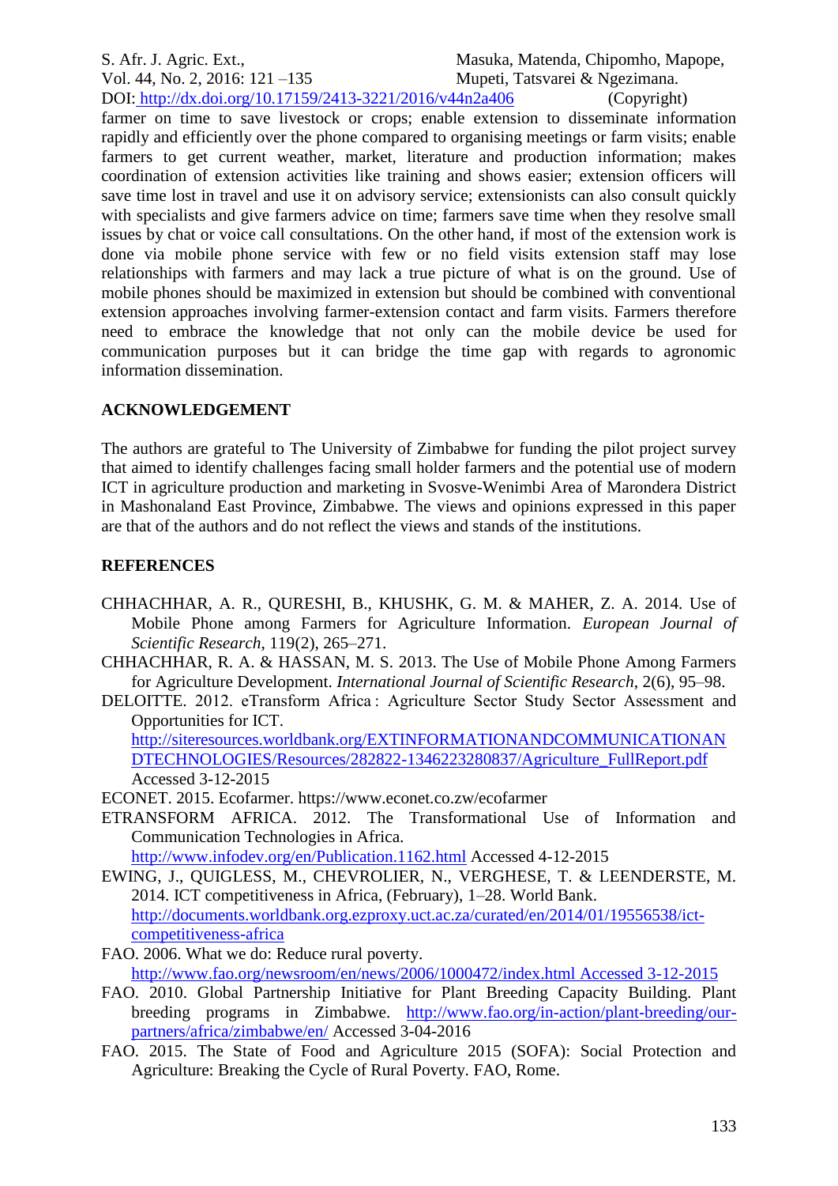farmer on time to save livestock or crops; enable extension to disseminate information rapidly and efficiently over the phone compared to organising meetings or farm visits; enable farmers to get current weather, market, literature and production information; makes coordination of extension activities like training and shows easier; extension officers will save time lost in travel and use it on advisory service; extensionists can also consult quickly with specialists and give farmers advice on time; farmers save time when they resolve small issues by chat or voice call consultations. On the other hand, if most of the extension work is done via mobile phone service with few or no field visits extension staff may lose relationships with farmers and may lack a true picture of what is on the ground. Use of mobile phones should be maximized in extension but should be combined with conventional extension approaches involving farmer-extension contact and farm visits. Farmers therefore need to embrace the knowledge that not only can the mobile device be used for communication purposes but it can bridge the time gap with regards to agronomic information dissemination.

## ACKNOWLEDGEMENT

The authors are grateful to The University of Zimbabwe for funding the pilot project survey that aimed to identify challenges facing small holder farmers and the potential use of modern ICT in agriculture production and marketing in Svosve-Wenimbi Area of Marondera District in Mashonaland East Province, Zimbabwe. The views and opinions expressed in this paper are that of the authors and do not reflect the views and stands of the institutions.

## REFERENCES

CHHACHHAR, A. R., QURESHI, B., KHUSHK, G. M. & MAHER, Z. A. 2014. Use of Mobile Phone among Farmers for Agriculture Information. *European Journal of Scientific Research*, 119(2), 265–271.

CHHACHHAR, R. A. & HASSAN, M. S. 2013. The Use of Mobile Phone Among Farmers for Agriculture Development. *International Journal of Scientific Research*, 2(6), 95–98.

DELOITTE. 2012. eTransform Africa : Agriculture Sector Study Sector Assessment and Opportunities for ICT. http://siteresources.worldbank.org/EXTINFORMATIONANDCOMMUNICATIONANDTECHNOLOGIES/Resources/282822-1346223280837/Agriculture_FullReport.pdf Accessed 3-12-2015

ECONET. 2015. Ecofarmer. https://www.econet.co.zw/ecofarmer

ETRANSFORM AFRICA. 2012. The Transformational Use of Information and Communication Technologies in Africa. http://www.infodev.org/en/Publication.1162.html Accessed 4-12-2015

EWING, J., QUIGLESS, M., CHEVROLIER, N., VERGHESE, T. & LEENDERSTE, M. 2014. ICT competitiveness in Africa, (February), 1–28. World Bank. http://documents.worldbank.org.ezproxy.uct.ac.za/curated/en/2014/01/19556538/ict-competitiveness-africa

FAO. 2006. What we do: Reduce rural poverty. http://www.fao.org/newsroom/en/news/2006/1000472/index.html Accessed 3-12-2015

FAO. 2010. Global Partnership Initiative for Plant Breeding Capacity Building. Plant breeding programs in Zimbabwe. http://www.fao.org/in-action/plant-breeding/our-partners/africa/zimbabwe/en/ Accessed 3-04-2016

FAO. 2015. The State of Food and Agriculture 2015 (SOFA): Social Protection and Agriculture: Breaking the Cycle of Rural Poverty. FAO, Rome.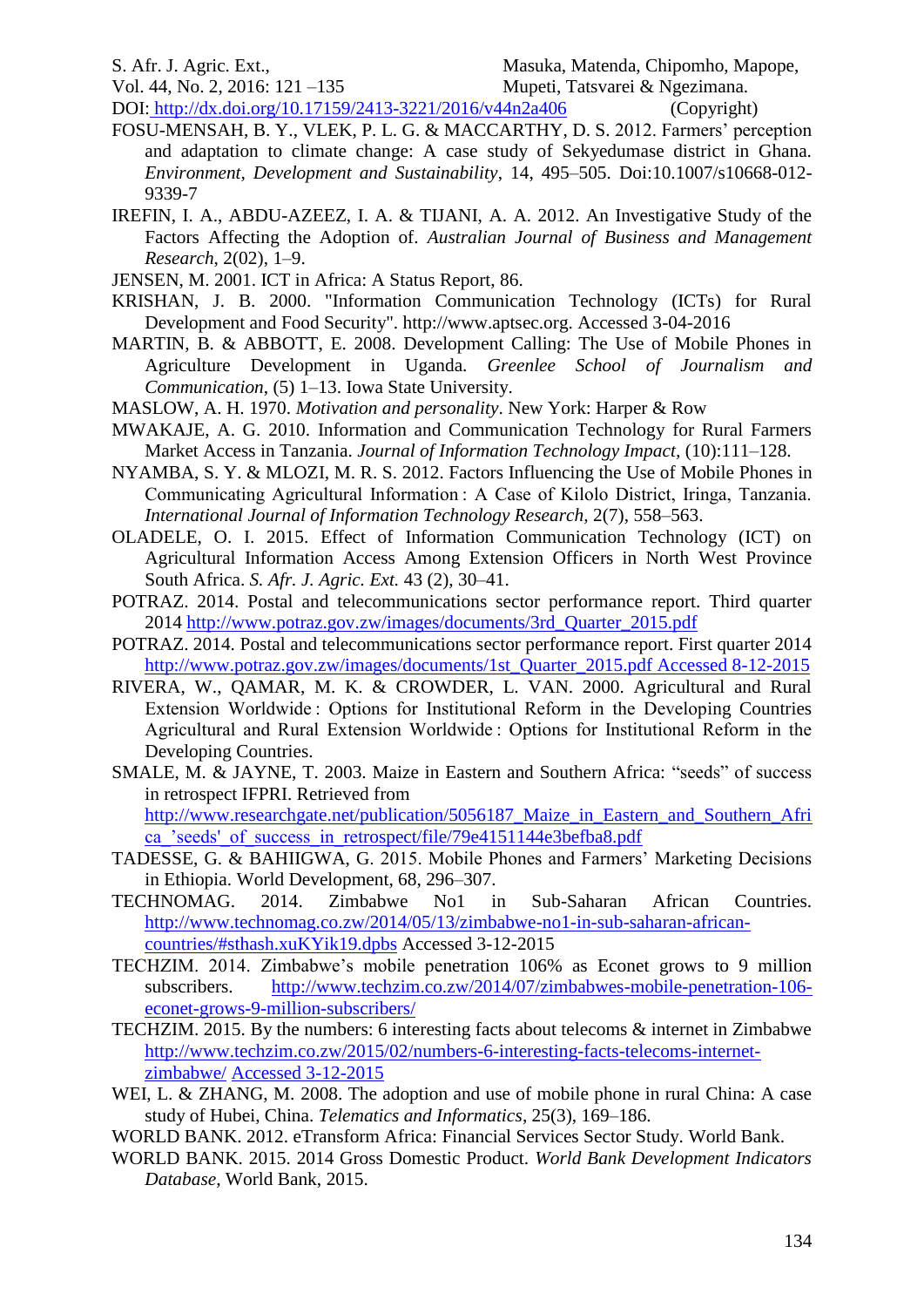FOSU-MENSAH, B. Y., VLEK, P. L. G. & MACCARTHY, D. S. 2012. Farmers' perception and adaptation to climate change: A case study of Sekyedumase district in Ghana. *Environment, Development and Sustainability*, 14, 495–505. Doi:10.1007/s10668-012-9339-7

IREFIN, I. A., ABDU-AZEEZ, I. A. & TIJANI, A. A. 2012. An Investigative Study of the Factors Affecting the Adoption of. *Australian Journal of Business and Management Research*, 2(02), 1–9.

JENSEN, M. 2001. ICT in Africa: A Status Report, 86.

KRISHAN, J. B. 2000. "Information Communication Technology (ICTs) for Rural Development and Food Security". http://www.aptsec.org. Accessed 3-04-2016

MARTIN, B. & ABBOTT, E. 2008. Development Calling: The Use of Mobile Phones in Agriculture Development in Uganda. *Greenlee School of Journalism and Communication*, (5) 1–13. Iowa State University.

MASLOW, A. H. 1970. *Motivation and personality*. New York: Harper & Row

MWAKAJE, A. G. 2010. Information and Communication Technology for Rural Farmers Market Access in Tanzania. *Journal of Information Technology Impact,* (10):111–128.

NYAMBA, S. Y. & MLOZI, M. R. S. 2012. Factors Influencing the Use of Mobile Phones in Communicating Agricultural Information : A Case of Kilolo District, Iringa, Tanzania. *International Journal of Information Technology Research,* 2(7), 558–563.

OLADELE, O. I. 2015. Effect of Information Communication Technology (ICT) on Agricultural Information Access Among Extension Officers in North West Province South Africa. *S. Afr. J. Agric. Ext.* 43 (2), 30–41.

POTRAZ. 2014. Postal and telecommunications sector performance report. Third quarter 2014 http://www.potraz.gov.zw/images/documents/3rd_Quarter_2015.pdf

POTRAZ. 2014. Postal and telecommunications sector performance report. First quarter 2014 http://www.potraz.gov.zw/images/documents/1st_Quarter_2015.pdf Accessed 8-12-2015

RIVERA, W., QAMAR, M. K. & CROWDER, L. VAN. 2000. Agricultural and Rural Extension Worldwide : Options for Institutional Reform in the Developing Countries Agricultural and Rural Extension Worldwide : Options for Institutional Reform in the Developing Countries.

SMALE, M. & JAYNE, T. 2003. Maize in Eastern and Southern Africa: "seeds" of success in retrospect IFPRI. Retrieved from http://www.researchgate.net/publication/5056187_Maize_in_Eastern_and_Southern_Africa_'seeds'_of_success_in_retrospect/file/79e4151144e3befba8.pdf

TADESSE, G. & BAHIIGWA, G. 2015. Mobile Phones and Farmers' Marketing Decisions in Ethiopia. World Development, 68, 296–307.

TECHNOMAG. 2014. Zimbabwe No1 in Sub-Saharan African Countries. http://www.technomag.co.zw/2014/05/13/zimbabwe-no1-in-sub-saharan-african-countries/#sthash.xuKYik19.dpbs Accessed 3-12-2015

TECHZIM. 2014. Zimbabwe's mobile penetration 106% as Econet grows to 9 million subscribers. http://www.techzim.co.zw/2014/07/zimbabwes-mobile-penetration-106-econet-grows-9-million-subscribers/

TECHZIM. 2015. By the numbers: 6 interesting facts about telecoms & internet in Zimbabwe http://www.techzim.co.zw/2015/02/numbers-6-interesting-facts-telecoms-internet-zimbabwe/ Accessed 3-12-2015

WEI, L. & ZHANG, M. 2008. The adoption and use of mobile phone in rural China: A case study of Hubei, China. *Telematics and Informatics*, 25(3), 169–186.

WORLD BANK. 2012. eTransform Africa: Financial Services Sector Study. World Bank.

WORLD BANK. 2015. 2014 Gross Domestic Product. *World Bank Development Indicators Database*, World Bank, 2015.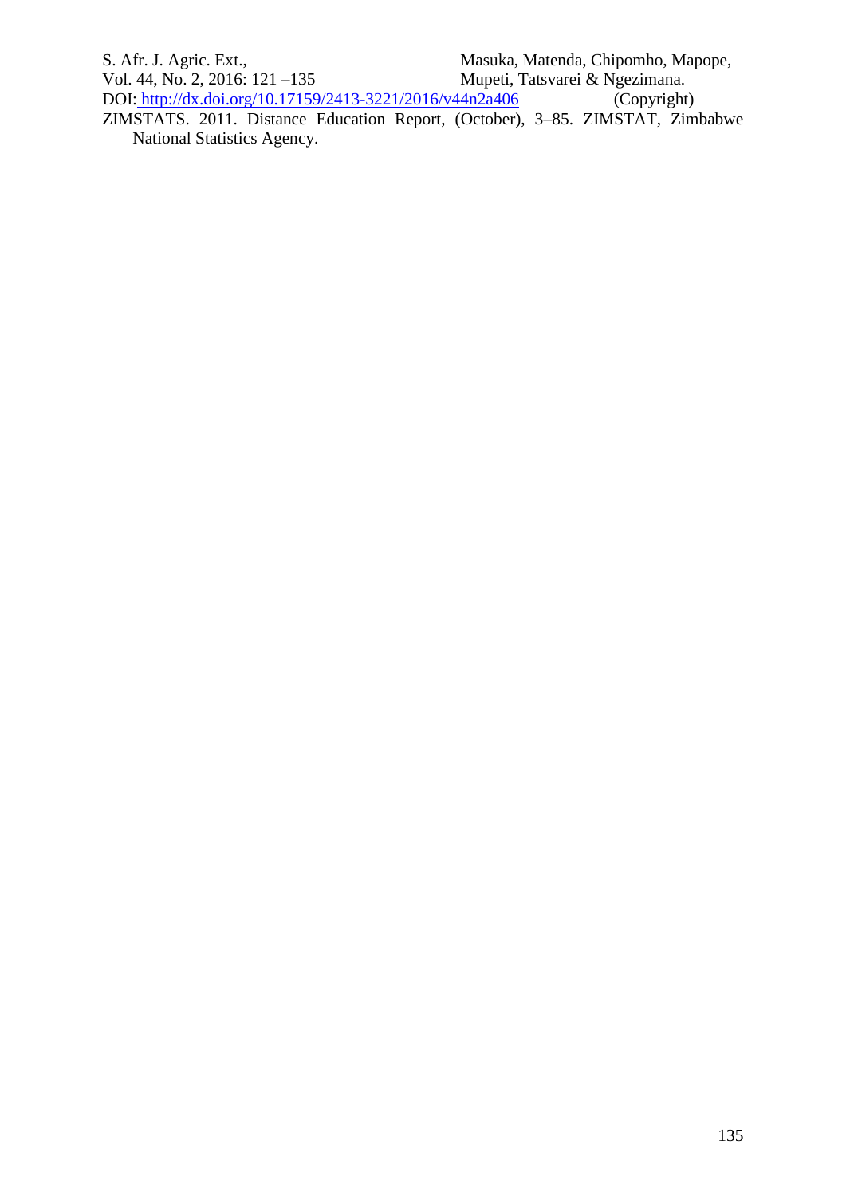ZIMSTATS. 2011. Distance Education Report, (October), 3–85. ZIMSTAT, Zimbabwe National Statistics Agency.